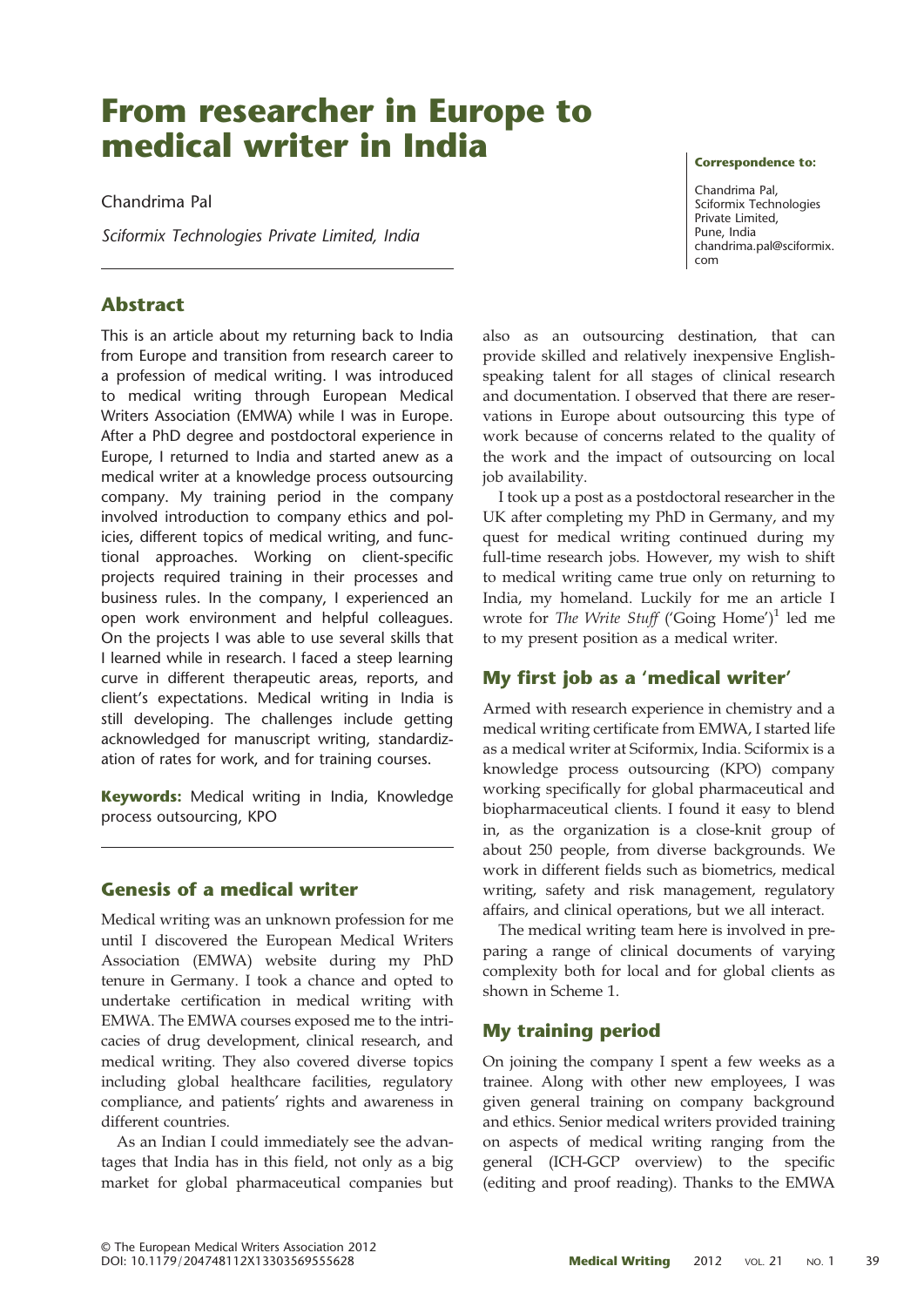# From researcher in Europe to medical writer in India

Chandrima Pal

*Sciformix Technologies Private Limited, India*

**Correspondence to:**

Chandrima Pal,
Sciformix Technologies Private Limited,
Pune, India
chandrima.pal@sciformix.com

## Abstract

This is an article about my returning back to India from Europe and transition from research career to a profession of medical writing. I was introduced to medical writing through European Medical Writers Association (EMWA) while I was in Europe. After a PhD degree and postdoctoral experience in Europe, I returned to India and started anew as a medical writer at a knowledge process outsourcing company. My training period in the company involved introduction to company ethics and policies, different topics of medical writing, and functional approaches. Working on client-specific projects required training in their processes and business rules. In the company, I experienced an open work environment and helpful colleagues. On the projects I was able to use several skills that I learned while in research. I faced a steep learning curve in different therapeutic areas, reports, and client's expectations. Medical writing in India is still developing. The challenges include getting acknowledged for manuscript writing, standardization of rates for work, and for training courses.

**Keywords:** Medical writing in India, Knowledge process outsourcing, KPO

## Genesis of a medical writer

Medical writing was an unknown profession for me until I discovered the European Medical Writers Association (EMWA) website during my PhD tenure in Germany. I took a chance and opted to undertake certification in medical writing with EMWA. The EMWA courses exposed me to the intricacies of drug development, clinical research, and medical writing. They also covered diverse topics including global healthcare facilities, regulatory compliance, and patients' rights and awareness in different countries.

As an Indian I could immediately see the advantages that India has in this field, not only as a big market for global pharmaceutical companies but also as an outsourcing destination, that can provide skilled and relatively inexpensive English-speaking talent for all stages of clinical research and documentation. I observed that there are reservations in Europe about outsourcing this type of work because of concerns related to the quality of the work and the impact of outsourcing on local job availability.

I took up a post as a postdoctoral researcher in the UK after completing my PhD in Germany, and my quest for medical writing continued during my full-time research jobs. However, my wish to shift to medical writing came true only on returning to India, my homeland. Luckily for me an article I wrote for *The Write Stuff* ('Going Home')[1] led me to my present position as a medical writer.

## My first job as a 'medical writer'

Armed with research experience in chemistry and a medical writing certificate from EMWA, I started life as a medical writer at Sciformix, India. Sciformix is a knowledge process outsourcing (KPO) company working specifically for global pharmaceutical and biopharmaceutical clients. I found it easy to blend in, as the organization is a close-knit group of about 250 people, from diverse backgrounds. We work in different fields such as biometrics, medical writing, safety and risk management, regulatory affairs, and clinical operations, but we all interact.

The medical writing team here is involved in preparing a range of clinical documents of varying complexity both for local and for global clients as shown in Scheme 1.

## My training period

On joining the company I spent a few weeks as a trainee. Along with other new employees, I was given general training on company background and ethics. Senior medical writers provided training on aspects of medical writing ranging from the general (ICH-GCP overview) to the specific (editing and proof reading). Thanks to the EMWA

© The European Medical Writers Association 2012
DOI: 10.1179/204748112X13303569555628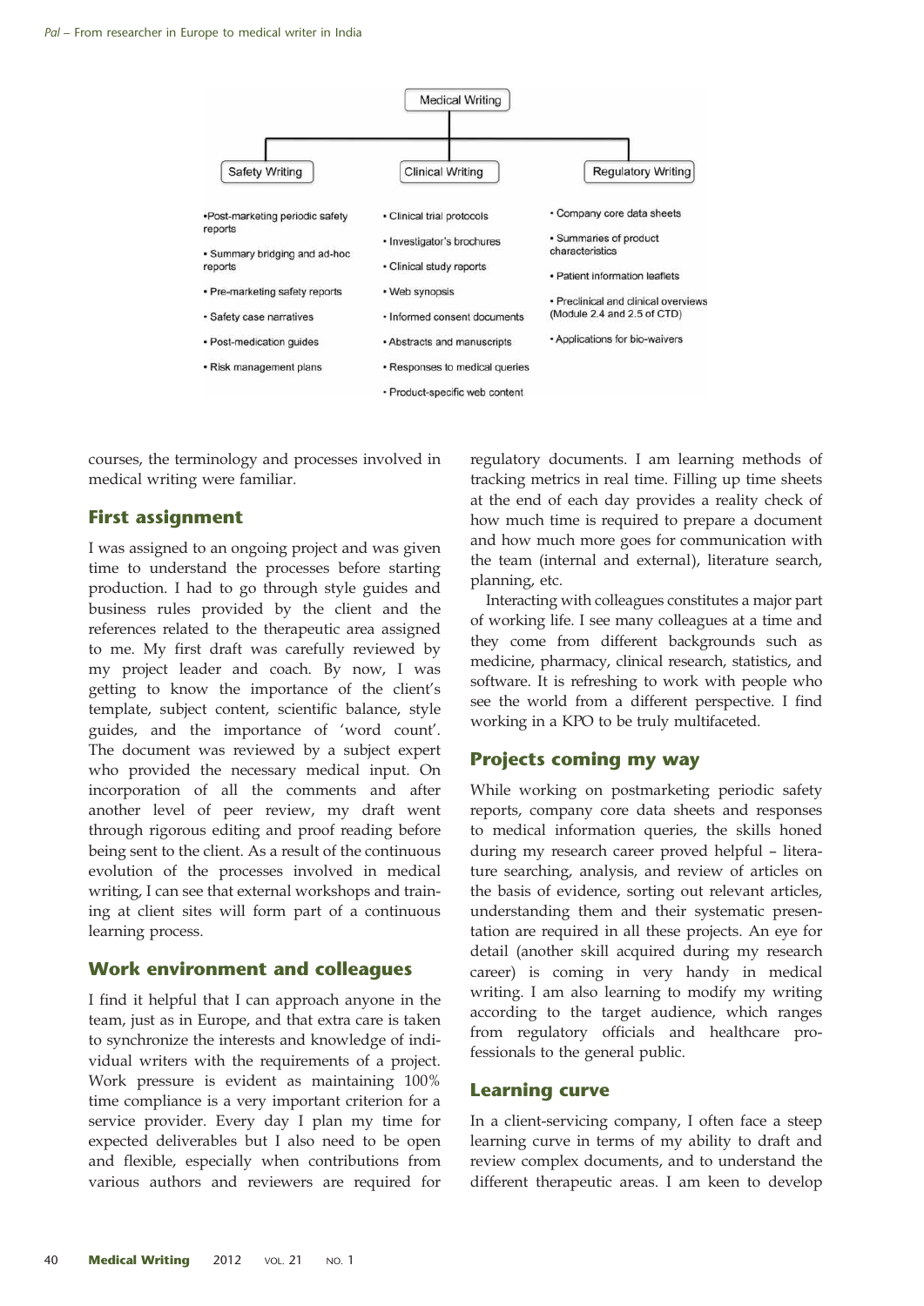Medical Writing

Safety Writing

- Post-marketing periodic safety reports
- Summary bridging and ad-hoc reports
- Pre-marketing safety reports
- Safety case narratives
- Post-medication guides
- Risk management plans

Clinical Writing

- Clinical trial protocols
- Investigator's brochures
- Clinical study reports
- Web synopsis
- Informed consent documents
- Abstracts and manuscripts
- Responses to medical queries
- Product-specific web content

Regulatory Writing

- Company core data sheets
- Summaries of product characteristics
- Patient information leaflets
- Preclinical and clinical overviews (Module 2.4 and 2.5 of CTD)
- Applications for bio-waivers

courses, the terminology and processes involved in medical writing were familiar.

## First assignment

I was assigned to an ongoing project and was given time to understand the processes before starting production. I had to go through style guides and business rules provided by the client and the references related to the therapeutic area assigned to me. My first draft was carefully reviewed by my project leader and coach. By now, I was getting to know the importance of the client's template, subject content, scientific balance, style guides, and the importance of 'word count'. The document was reviewed by a subject expert who provided the necessary medical input. On incorporation of all the comments and after another level of peer review, my draft went through rigorous editing and proof reading before being sent to the client. As a result of the continuous evolution of the processes involved in medical writing, I can see that external workshops and training at client sites will form part of a continuous learning process.

## Work environment and colleagues

I find it helpful that I can approach anyone in the team, just as in Europe, and that extra care is taken to synchronize the interests and knowledge of individual writers with the requirements of a project. Work pressure is evident as maintaining 100% time compliance is a very important criterion for a service provider. Every day I plan my time for expected deliverables but I also need to be open and flexible, especially when contributions from various authors and reviewers are required for regulatory documents. I am learning methods of tracking metrics in real time. Filling up time sheets at the end of each day provides a reality check of how much time is required to prepare a document and how much more goes for communication with the team (internal and external), literature search, planning, etc.

Interacting with colleagues constitutes a major part of working life. I see many colleagues at a time and they come from different backgrounds such as medicine, pharmacy, clinical research, statistics, and software. It is refreshing to work with people who see the world from a different perspective. I find working in a KPO to be truly multifaceted.

## Projects coming my way

While working on postmarketing periodic safety reports, company core data sheets and responses to medical information queries, the skills honed during my research career proved helpful – literature searching, analysis, and review of articles on the basis of evidence, sorting out relevant articles, understanding them and their systematic presentation are required in all these projects. An eye for detail (another skill acquired during my research career) is coming in very handy in medical writing. I am also learning to modify my writing according to the target audience, which ranges from regulatory officials and healthcare professionals to the general public.

## Learning curve

In a client-servicing company, I often face a steep learning curve in terms of my ability to draft and review complex documents, and to understand the different therapeutic areas. I am keen to develop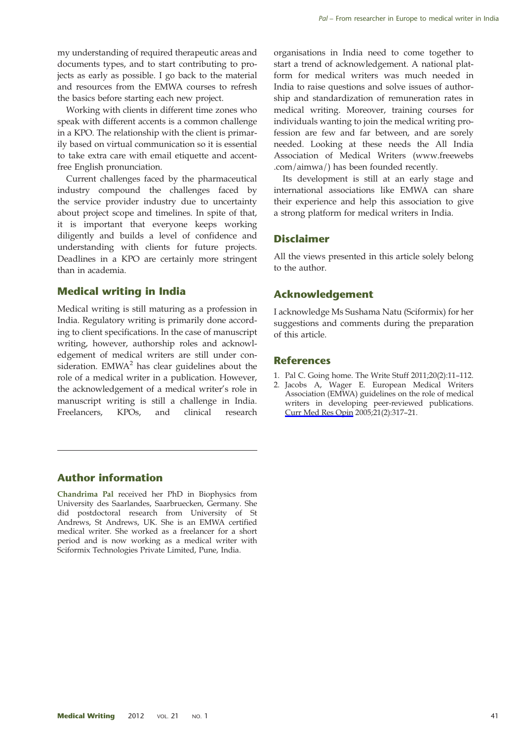my understanding of required therapeutic areas and documents types, and to start contributing to projects as early as possible. I go back to the material and resources from the EMWA courses to refresh the basics before starting each new project.

Working with clients in different time zones who speak with different accents is a common challenge in a KPO. The relationship with the client is primarily based on virtual communication so it is essential to take extra care with email etiquette and accent-free English pronunciation.

Current challenges faced by the pharmaceutical industry compound the challenges faced by the service provider industry due to uncertainty about project scope and timelines. In spite of that, it is important that everyone keeps working diligently and builds a level of confidence and understanding with clients for future projects. Deadlines in a KPO are certainly more stringent than in academia.

## Medical writing in India

Medical writing is still maturing as a profession in India. Regulatory writing is primarily done according to client specifications. In the case of manuscript writing, however, authorship roles and acknowledgement of medical writers are still under consideration. EMWA[2] has clear guidelines about the role of a medical writer in a publication. However, the acknowledgement of a medical writer's role in manuscript writing is still a challenge in India. Freelancers, KPOs, and clinical research organisations in India need to come together to start a trend of acknowledgement. A national platform for medical writers was much needed in India to raise questions and solve issues of authorship and standardization of remuneration rates in medical writing. Moreover, training courses for individuals wanting to join the medical writing profession are few and far between, and are sorely needed. Looking at these needs the All India Association of Medical Writers (www.freewebs.com/aimwa/) has been founded recently.

Its development is still at an early stage and international associations like EMWA can share their experience and help this association to give a strong platform for medical writers in India.

## Disclaimer

All the views presented in this article solely belong to the author.

## Acknowledgement

I acknowledge Ms Sushama Natu (Sciformix) for her suggestions and comments during the preparation of this article.

## References

1. Pal C. Going home. The Write Stuff 2011;20(2):11–112.
2. Jacobs A, Wager E. European Medical Writers Association (EMWA) guidelines on the role of medical writers in developing peer-reviewed publications. Curr Med Res Opin 2005;21(2):317–21.

## Author information

**Chandrima Pal** received her PhD in Biophysics from University des Saarlandes, Saarbruecken, Germany. She did postdoctoral research from University of St Andrews, St Andrews, UK. She is an EMWA certified medical writer. She worked as a freelancer for a short period and is now working as a medical writer with Sciformix Technologies Private Limited, Pune, India.